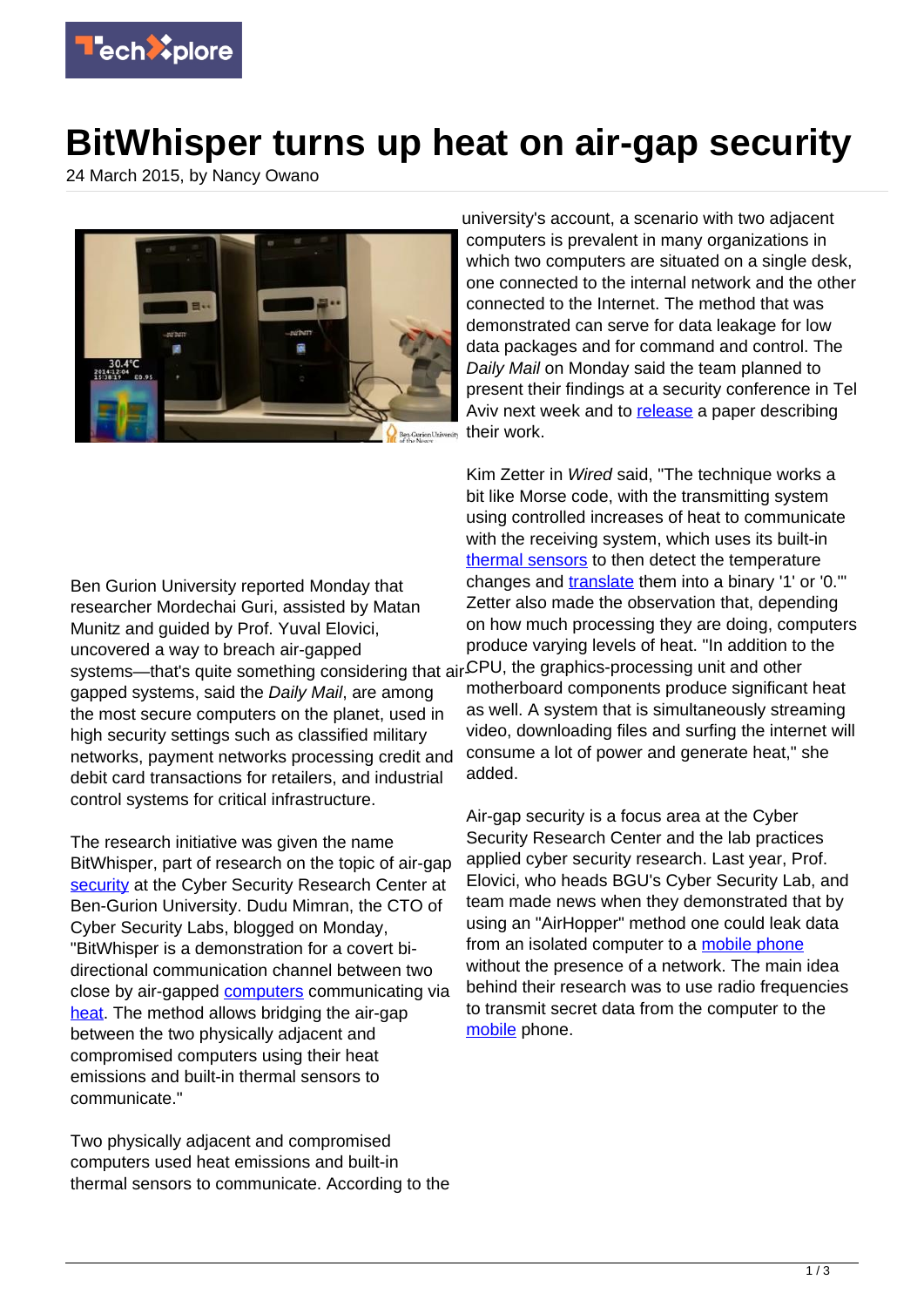# BitWhisper turns up heat on air-gap security

24 March 2015, by Nancy Owano

Ben Gurion University reported Monday that researcher Mordechai Guri, assisted by Matan Munitz and guided by Prof. Yuval Elovici, uncovered a way to breach air-gapped systems—that's quite something considering that air-gapped systems, said the *Daily Mail*, are among the most secure computers on the planet, used in high security settings such as classified military networks, payment networks processing credit and debit card transactions for retailers, and industrial control systems for critical infrastructure.

The research initiative was given the name BitWhisper, part of research on the topic of air-gap security at the Cyber Security Research Center at Ben-Gurion University. Dudu Mimran, the CTO of Cyber Security Labs, blogged on Monday, "BitWhisper is a demonstration for a covert bi-directional communication channel between two close by air-gapped computers communicating via heat. The method allows bridging the air-gap between the two physically adjacent and compromised computers using their heat emissions and built-in thermal sensors to communicate."

Two physically adjacent and compromised computers used heat emissions and built-in thermal sensors to communicate. According to the university's account, a scenario with two adjacent computers is prevalent in many organizations in which two computers are situated on a single desk, one connected to the internal network and the other connected to the Internet. The method that was demonstrated can serve for data leakage for low data packages and for command and control. The *Daily Mail* on Monday said the team planned to present their findings at a security conference in Tel Aviv next week and to release a paper describing their work.

Kim Zetter in *Wired* said, "The technique works a bit like Morse code, with the transmitting system using controlled increases of heat to communicate with the receiving system, which uses its built-in thermal sensors to then detect the temperature changes and translate them into a binary '1' or '0.'" Zetter also made the observation that, depending on how much processing they are doing, computers produce varying levels of heat. "In addition to the CPU, the graphics-processing unit and other motherboard components produce significant heat as well. A system that is simultaneously streaming video, downloading files and surfing the internet will consume a lot of power and generate heat," she added.

Air-gap security is a focus area at the Cyber Security Research Center and the lab practices applied cyber security research. Last year, Prof. Elovici, who heads BGU's Cyber Security Lab, and team made news when they demonstrated that by using an "AirHopper" method one could leak data from an isolated computer to a mobile phone without the presence of a network. The main idea behind their research was to use radio frequencies to transmit secret data from the computer to the mobile phone.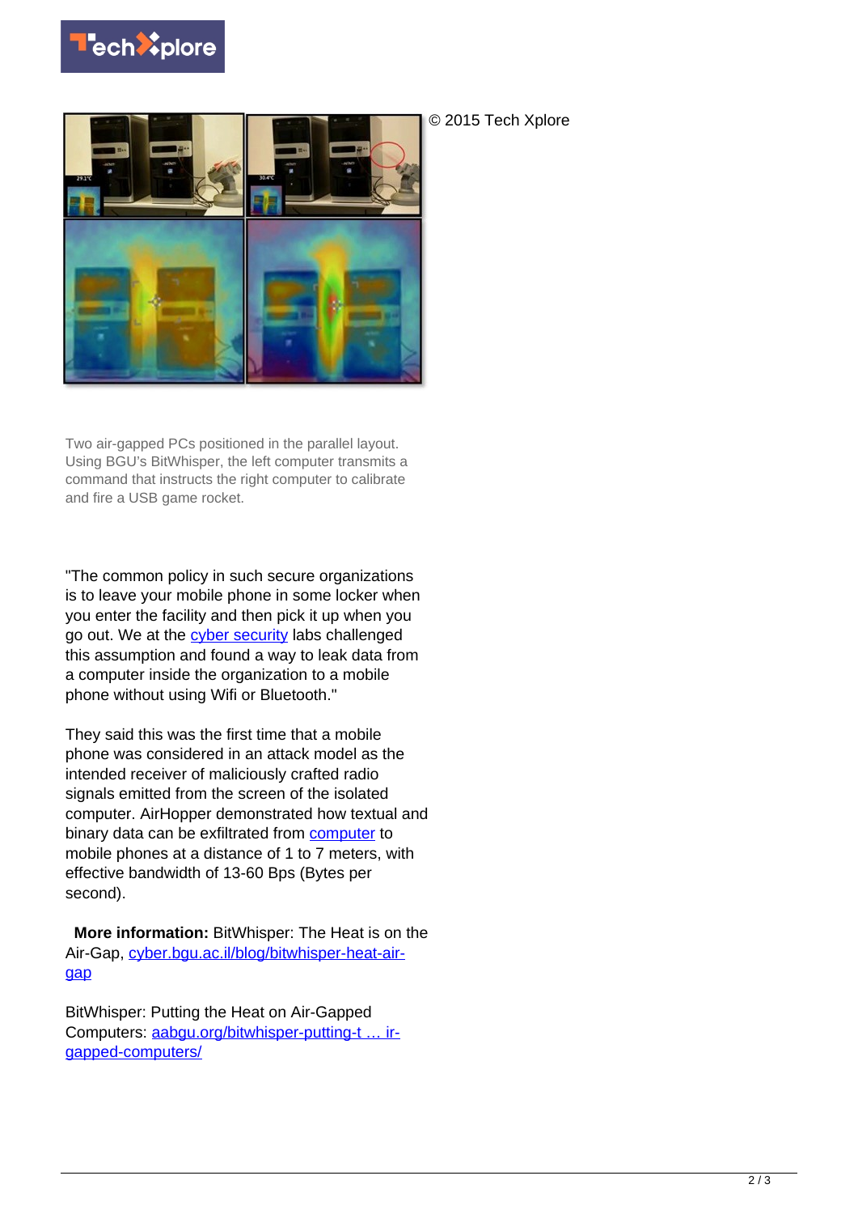© 2015 Tech Xplore

Two air-gapped PCs positioned in the parallel layout. Using BGU's BitWhisper, the left computer transmits a command that instructs the right computer to calibrate and fire a USB game rocket.

"The common policy in such secure organizations is to leave your mobile phone in some locker when you enter the facility and then pick it up when you go out. We at the cyber security labs challenged this assumption and found a way to leak data from a computer inside the organization to a mobile phone without using Wifi or Bluetooth."

They said this was the first time that a mobile phone was considered in an attack model as the intended receiver of maliciously crafted radio signals emitted from the screen of the isolated computer. AirHopper demonstrated how textual and binary data can be exfiltrated from computer to mobile phones at a distance of 1 to 7 meters, with effective bandwidth of 13-60 Bps (Bytes per second).

**More information:** BitWhisper: The Heat is on the Air-Gap, cyber.bgu.ac.il/blog/bitwhisper-heat-air-gap

BitWhisper: Putting the Heat on Air-Gapped Computers: aabgu.org/bitwhisper-putting-t … ir-gapped-computers/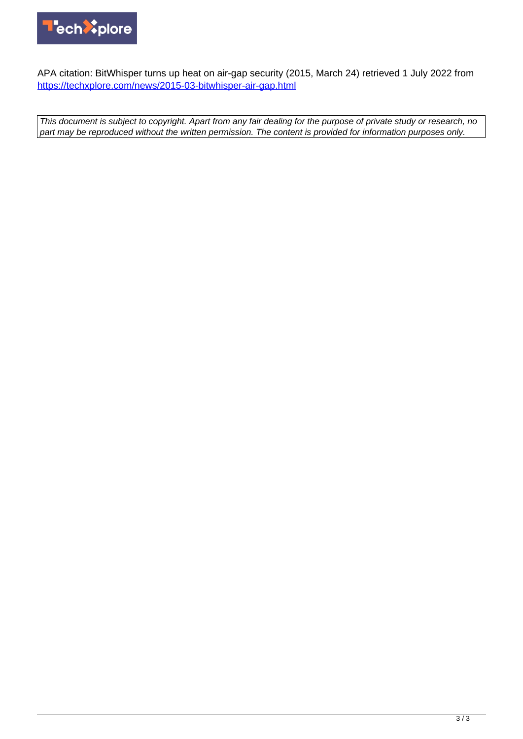APA citation: BitWhisper turns up heat on air-gap security (2015, March 24) retrieved 1 July 2022 from https://techxplore.com/news/2015-03-bitwhisper-air-gap.html

*This document is subject to copyright. Apart from any fair dealing for the purpose of private study or research, no part may be reproduced without the written permission. The content is provided for information purposes only.*